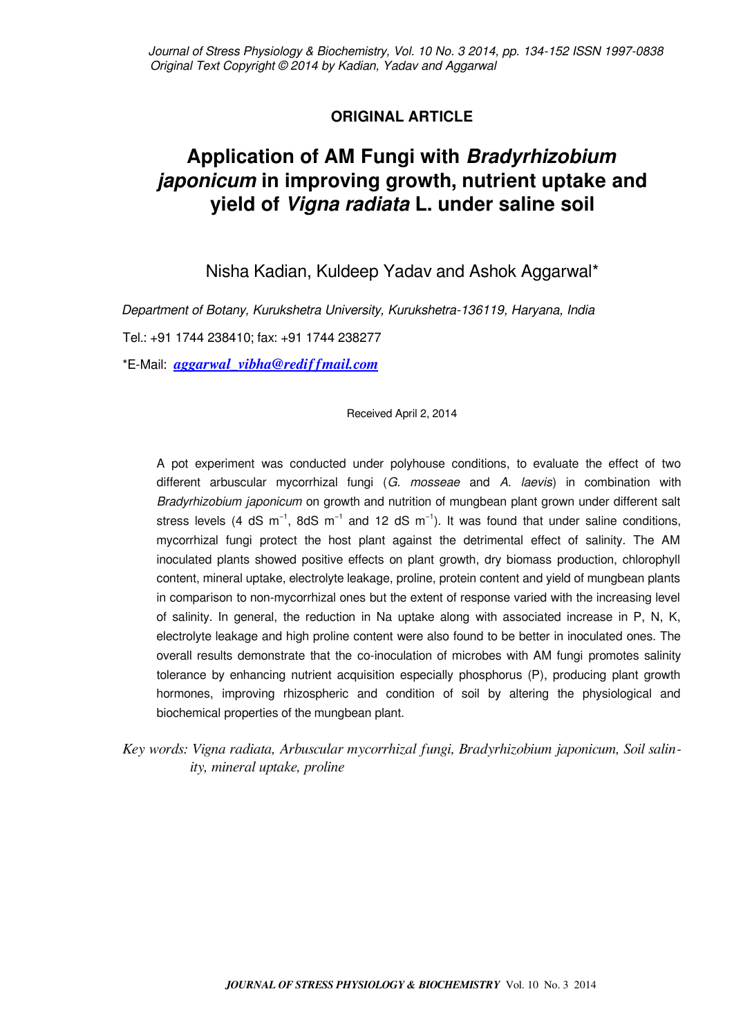**ORIGINAL ARTICLE**

# Application of AM Fungi with *Bradyrhizobium japonicum* in improving growth, nutrient uptake and yield of *Vigna radiata* L. under saline soil

Nisha Kadian, Kuldeep Yadav and Ashok Aggarwal*

*Department of Botany, Kurukshetra University, Kurukshetra-136119, Haryana, India*

Tel.: +91 1744 238410; fax: +91 1744 238277

*E-Mail: ***[aggarwal_vibha@rediffmail.com](mailto:aggarwal_vibha@rediffmail.com)***

Received April 2, 2014

A pot experiment was conducted under polyhouse conditions, to evaluate the effect of two different arbuscular mycorrhizal fungi (*G. mosseae* and *A. laevis*) in combination with *Bradyrhizobium japonicum* on growth and nutrition of mungbean plant grown under different salt stress levels (4 dS $m^{-1}$, 8dS $m^{-1}$ and 12 dS $m^{-1}$). It was found that under saline conditions, mycorrhizal fungi protect the host plant against the detrimental effect of salinity. The AM inoculated plants showed positive effects on plant growth, dry biomass production, chlorophyll content, mineral uptake, electrolyte leakage, proline, protein content and yield of mungbean plants in comparison to non-mycorrhizal ones but the extent of response varied with the increasing level of salinity. In general, the reduction in Na uptake along with associated increase in P, N, K, electrolyte leakage and high proline content were also found to be better in inoculated ones. The overall results demonstrate that the co-inoculation of microbes with AM fungi promotes salinity tolerance by enhancing nutrient acquisition especially phosphorus (P), producing plant growth hormones, improving rhizospheric and condition of soil by altering the physiological and biochemical properties of the mungbean plant.

*Key words: Vigna radiata, Arbuscular mycorrhizal fungi, Bradyrhizobium japonicum, Soil salinity, mineral uptake, proline*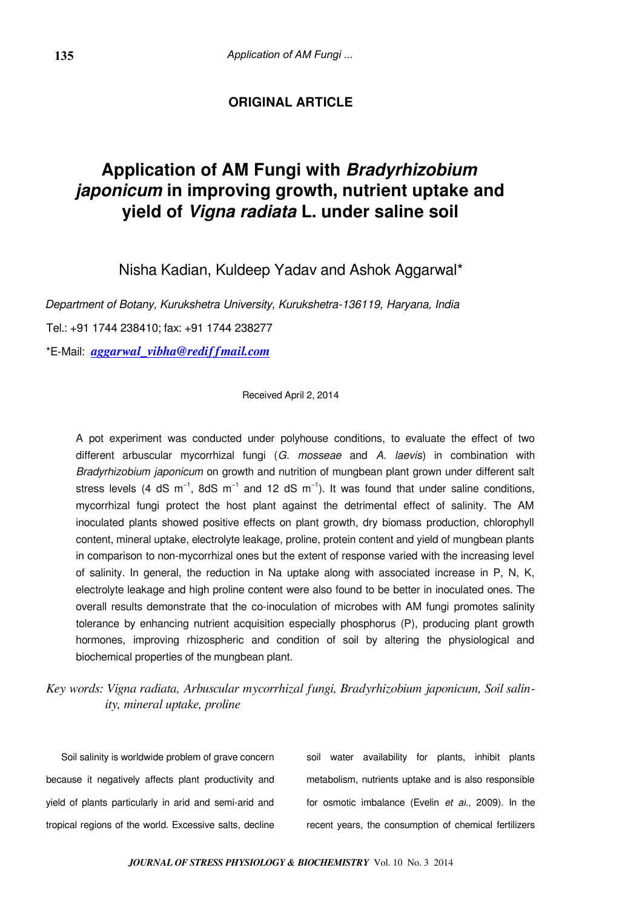**ORIGINAL ARTICLE**

# Application of AM Fungi with *Bradyrhizobium japonicum* in improving growth, nutrient uptake and yield of *Vigna radiata* L. under saline soil

Nisha Kadian, Kuldeep Yadav and Ashok Aggarwal*

*Department of Botany, Kurukshetra University, Kurukshetra-136119, Haryana, India*

Tel.: +91 1744 238410; fax: +91 1744 238277

*E-Mail: *aggarwal_vibha@rediffmail.com*

Received April 2, 2014

A pot experiment was conducted under polyhouse conditions, to evaluate the effect of two different arbuscular mycorrhizal fungi (*G. mosseae* and *A. laevis*) in combination with *Bradyrhizobium japonicum* on growth and nutrition of mungbean plant grown under different salt stress levels (4 dS $m^{-1}$, 8dS $m^{-1}$ and 12 dS $m^{-1}$). It was found that under saline conditions, mycorrhizal fungi protect the host plant against the detrimental effect of salinity. The AM inoculated plants showed positive effects on plant growth, dry biomass production, chlorophyll content, mineral uptake, electrolyte leakage, proline, protein content and yield of mungbean plants in comparison to non-mycorrhizal ones but the extent of response varied with the increasing level of salinity. In general, the reduction in Na uptake along with associated increase in P, N, K, electrolyte leakage and high proline content were also found to be better in inoculated ones. The overall results demonstrate that the co-inoculation of microbes with AM fungi promotes salinity tolerance by enhancing nutrient acquisition especially phosphorus (P), producing plant growth hormones, improving rhizospheric and condition of soil by altering the physiological and biochemical properties of the mungbean plant.

*Key words: Vigna radiata, Arbuscular mycorrhizal fungi, Bradyrhizobium japonicum, Soil salinity, mineral uptake, proline*

Soil salinity is worldwide problem of grave concern because it negatively affects plant productivity and yield of plants particularly in arid and semi-arid and tropical regions of the world. Excessive salts, decline soil water availability for plants, inhibit plants metabolism, nutrients uptake and is also responsible for osmotic imbalance (Evelin *et al.,* 2009). In the recent years, the consumption of chemical fertilizers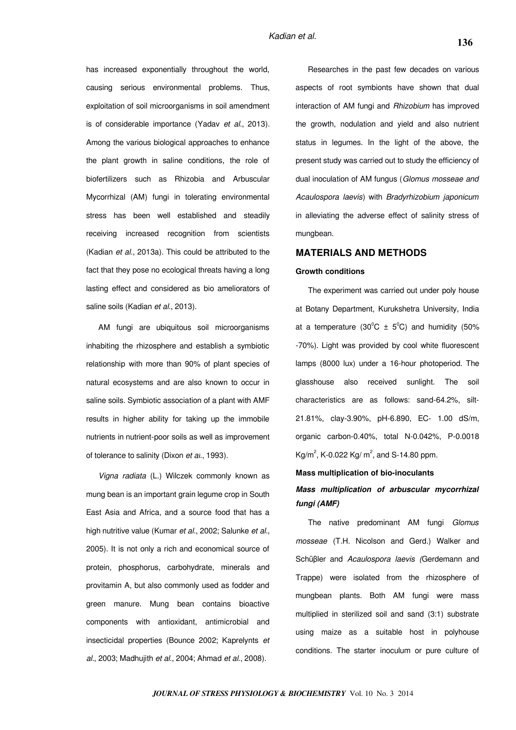has increased exponentially throughout the world, causing serious environmental problems. Thus, exploitation of soil microorganisms in soil amendment is of considerable importance (Yadav *et al*., 2013). Among the various biological approaches to enhance the plant growth in saline conditions, the role of biofertilizers such as Rhizobia and Arbuscular Mycorrhizal (AM) fungi in tolerating environmental stress has been well established and steadily receiving increased recognition from scientists (Kadian *et al*., 2013a). This could be attributed to the fact that they pose no ecological threats having a long lasting effect and considered as bio ameliorators of saline soils (Kadian *et al*., 2013).

AM fungi are ubiquitous soil microorganisms inhabiting the rhizosphere and establish a symbiotic relationship with more than 90% of plant species of natural ecosystems and are also known to occur in saline soils. Symbiotic association of a plant with AMF results in higher ability for taking up the immobile nutrients in nutrient-poor soils as well as improvement of tolerance to salinity (Dixon *et al*., 1993).

*Vigna radiata* (L.) Wilczek commonly known as mung bean is an important grain legume crop in South East Asia and Africa, and a source food that has a high nutritive value (Kumar *et al*., 2002; Salunke *et al*., 2005). It is not only a rich and economical source of protein, phosphorus, carbohydrate, minerals and provitamin A, but also commonly used as fodder and green manure. Mung bean contains bioactive components with antioxidant, antimicrobial and insecticidal properties (Bounce 2002; Kaprelynts *et al*., 2003; Madhujith *et al*., 2004; Ahmad *et al*., 2008).

Researches in the past few decades on various aspects of root symbionts have shown that dual interaction of AM fungi and *Rhizobium* has improved the growth, nodulation and yield and also nutrient status in legumes. In the light of the above, the present study was carried out to study the efficiency of dual inoculation of AM fungus (*Glomus mosseae and Acaulospora laevis*) with *Bradyrhizobium japonicum* in alleviating the adverse effect of salinity stress of mungbean.

## MATERIALS AND METHODS

### Growth conditions

The experiment was carried out under poly house at Botany Department, Kurukshetra University, India at a temperature ($30^0$C ± $5^0$C) and humidity (50% -70%). Light was provided by cool white fluorescent lamps (8000 lux) under a 16-hour photoperiod. The glasshouse also received sunlight. The soil characteristics are as follows: sand-64.2%, silt-21.81%, clay-3.90%, pH-6.890, EC- 1.00 dS/m, organic carbon-0.40%, total N-0.042%, P-0.0018 Kg/m$^2$, K-0.022 Kg/ m$^2$, and S-14.80 ppm.

### Mass multiplication of bio-inoculants

#### *Mass multiplication of arbuscular mycorrhizal fungi (AMF)*

The native predominant AM fungi *Glomus mosseae* (T.H. Nicolson and Gerd.) Walker and Schüβler and *Acaulospora laevis (*Gerdemann and Trappe) were isolated from the rhizosphere of mungbean plants. Both AM fungi were mass multiplied in sterilized soil and sand (3:1) substrate using maize as a suitable host in polyhouse conditions. The starter inoculum or pure culture of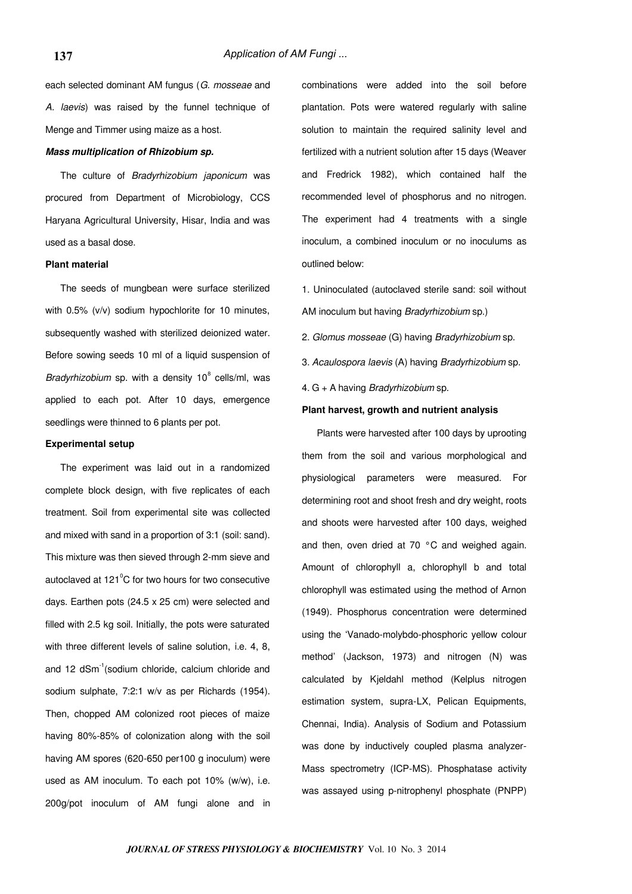each selected dominant AM fungus (*G. mosseae* and *A. laevis*) was raised by the funnel technique of Menge and Timmer using maize as a host.

***Mass multiplication of Rhizobium sp.***

The culture of *Bradyrhizobium japonicum* was procured from Department of Microbiology, CCS Haryana Agricultural University, Hisar, India and was used as a basal dose.

**Plant material**

The seeds of mungbean were surface sterilized with 0.5% (v/v) sodium hypochlorite for 10 minutes, subsequently washed with sterilized deionized water. Before sowing seeds 10 ml of a liquid suspension of *Bradyrhizobium* sp. with a density $10^8$ cells/ml, was applied to each pot. After 10 days, emergence seedlings were thinned to 6 plants per pot.

**Experimental setup**

The experiment was laid out in a randomized complete block design, with five replicates of each treatment. Soil from experimental site was collected and mixed with sand in a proportion of 3:1 (soil: sand). This mixture was then sieved through 2-mm sieve and autoclaved at 121$^0$C for two hours for two consecutive days. Earthen pots (24.5 x 25 cm) were selected and filled with 2.5 kg soil. Initially, the pots were saturated with three different levels of saline solution, i.e. 4, 8, and 12 dSm$^{-1}$(sodium chloride, calcium chloride and sodium sulphate, 7:2:1 w/v as per Richards (1954). Then, chopped AM colonized root pieces of maize having 80%-85% of colonization along with the soil having AM spores (620-650 per100 g inoculum) were used as AM inoculum. To each pot 10% (w/w), i.e. 200g/pot inoculum of AM fungi alone and in combinations were added into the soil before plantation. Pots were watered regularly with saline solution to maintain the required salinity level and fertilized with a nutrient solution after 15 days (Weaver and Fredrick 1982), which contained half the recommended level of phosphorus and no nitrogen. The experiment had 4 treatments with a single inoculum, a combined inoculum or no inoculums as outlined below:

1. Uninoculated (autoclaved sterile sand: soil without AM inoculum but having *Bradyrhizobium* sp.)
2. *Glomus mosseae* (G) having *Bradyrhizobium* sp.
3. *Acaulospora laevis* (A) having *Bradyrhizobium* sp.
4. G + A having *Bradyrhizobium* sp.

**Plant harvest, growth and nutrient analysis**

Plants were harvested after 100 days by uprooting them from the soil and various morphological and physiological parameters were measured. For determining root and shoot fresh and dry weight, roots and shoots were harvested after 100 days, weighed and then, oven dried at 70 °C and weighed again. Amount of chlorophyll a, chlorophyll b and total chlorophyll was estimated using the method of Arnon (1949). Phosphorus concentration were determined using the 'Vanado-molybdo-phosphoric yellow colour method' (Jackson, 1973) and nitrogen (N) was calculated by Kjeldahl method (Kelplus nitrogen estimation system, supra-LX, Pelican Equipments, Chennai, India). Analysis of Sodium and Potassium was done by inductively coupled plasma analyzer-Mass spectrometry (ICP-MS). Phosphatase activity was assayed using p-nitrophenyl phosphate (PNPP)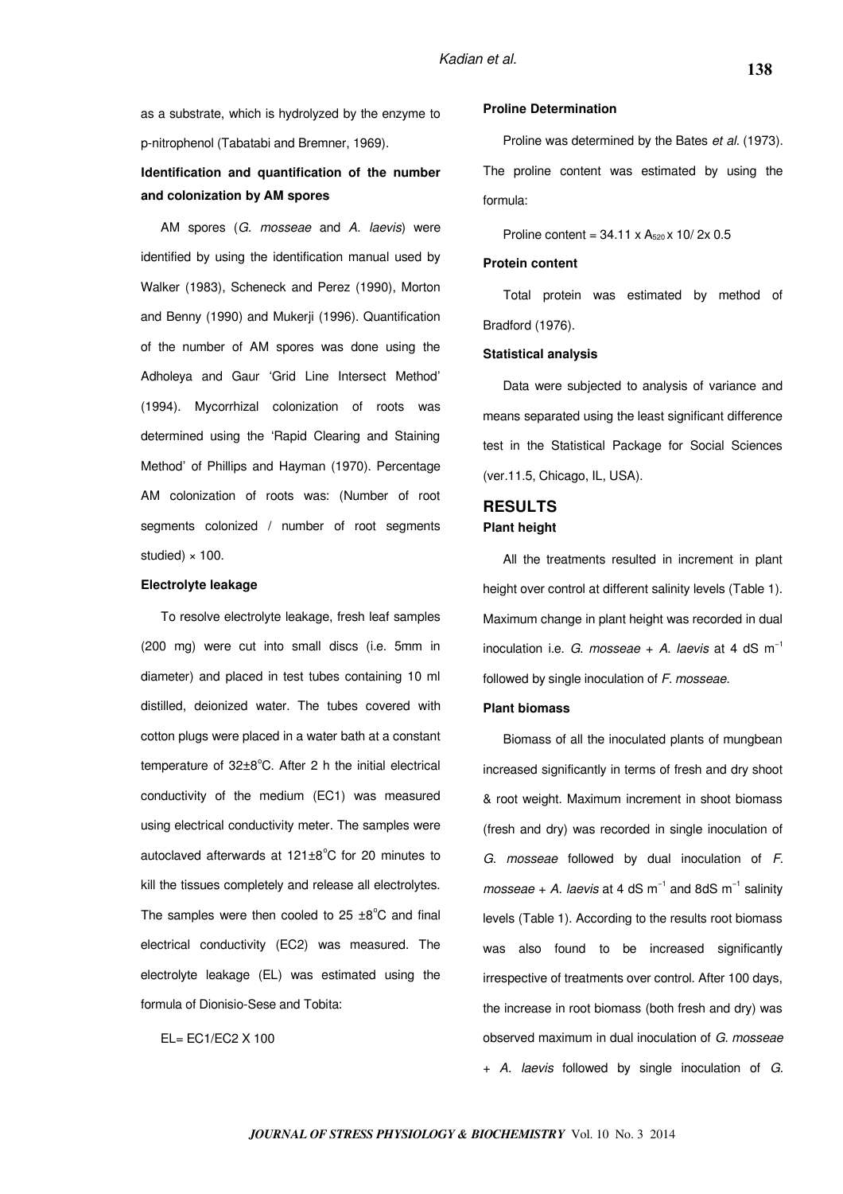as a substrate, which is hydrolyzed by the enzyme to p-nitrophenol (Tabatabi and Bremner, 1969).

### Identification and quantification of the number and colonization by AM spores

AM spores (*G. mosseae* and *A. laevis*) were identified by using the identification manual used by Walker (1983), Scheneck and Perez (1990), Morton and Benny (1990) and Mukerji (1996). Quantification of the number of AM spores was done using the Adholeya and Gaur 'Grid Line Intersect Method' (1994). Mycorrhizal colonization of roots was determined using the 'Rapid Clearing and Staining Method' of Phillips and Hayman (1970). Percentage AM colonization of roots was: (Number of root segments colonized / number of root segments studied) × 100.

### Electrolyte leakage

To resolve electrolyte leakage, fresh leaf samples (200 mg) were cut into small discs (i.e. 5mm in diameter) and placed in test tubes containing 10 ml distilled, deionized water. The tubes covered with cotton plugs were placed in a water bath at a constant temperature of 32±8°C. After 2 h the initial electrical conductivity of the medium (EC1) was measured using electrical conductivity meter. The samples were autoclaved afterwards at 121±8°C for 20 minutes to kill the tissues completely and release all electrolytes. The samples were then cooled to 25 ±8°C and final electrical conductivity (EC2) was measured. The electrolyte leakage (EL) was estimated using the formula of Dionisio-Sese and Tobita:

EL= EC1/EC2 X 100

### Proline Determination

Proline was determined by the Bates *et al.* (1973). The proline content was estimated by using the formula:

Proline content = 34.11 x $A_{520}$ x 10/ 2x 0.5

### Protein content

Total protein was estimated by method of Bradford (1976).

### Statistical analysis

Data were subjected to analysis of variance and means separated using the least significant difference test in the Statistical Package for Social Sciences (ver.11.5, Chicago, IL, USA).

## RESULTS

### Plant height

All the treatments resulted in increment in plant height over control at different salinity levels (Table 1). Maximum change in plant height was recorded in dual inoculation i.e. *G. mosseae* + *A. laevis* at 4 dS $m^{-1}$ followed by single inoculation of *F. mosseae*.

### Plant biomass

Biomass of all the inoculated plants of mungbean increased significantly in terms of fresh and dry shoot & root weight. Maximum increment in shoot biomass (fresh and dry) was recorded in single inoculation of *G. mosseae* followed by dual inoculation of *F. mosseae* + *A. laevis* at 4 dS $m^{-1}$ and 8dS $m^{-1}$ salinity levels (Table 1). According to the results root biomass was also found to be increased significantly irrespective of treatments over control. After 100 days, the increase in root biomass (both fresh and dry) was observed maximum in dual inoculation of *G. mosseae* + *A. laevis* followed by single inoculation of *G.*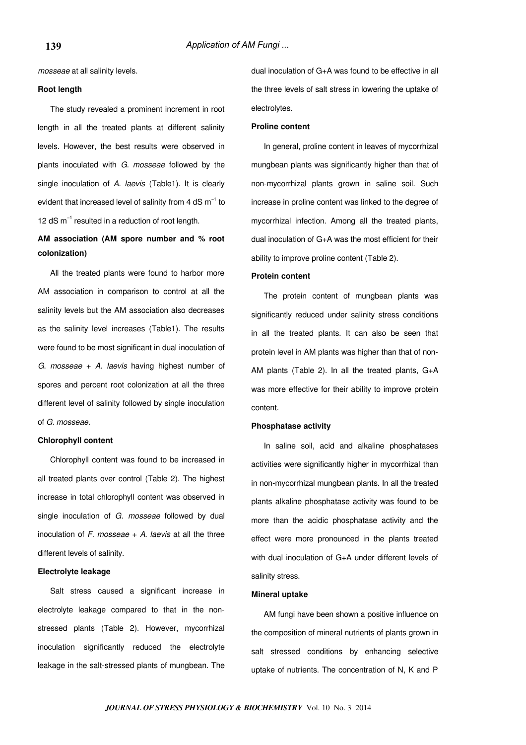*mosseae* at all salinity levels.

**Root length**

The study revealed a prominent increment in root length in all the treated plants at different salinity levels. However, the best results were observed in plants inoculated with *G. mosseae* followed by the single inoculation of *A. laevis* (Table1). It is clearly evident that increased level of salinity from 4 dS $m^{-1}$ to 12 dS $m^{-1}$ resulted in a reduction of root length.

**AM association (AM spore number and % root colonization)**

All the treated plants were found to harbor more AM association in comparison to control at all the salinity levels but the AM association also decreases as the salinity level increases (Table1). The results were found to be most significant in dual inoculation of *G. mosseae* + *A. laevis* having highest number of spores and percent root colonization at all the three different level of salinity followed by single inoculation of *G. mosseae*.

**Chlorophyll content**

Chlorophyll content was found to be increased in all treated plants over control (Table 2). The highest increase in total chlorophyll content was observed in single inoculation of *G. mosseae* followed by dual inoculation of *F. mosseae* + *A. laevis* at all the three different levels of salinity.

**Electrolyte leakage**

Salt stress caused a significant increase in electrolyte leakage compared to that in the non-stressed plants (Table 2). However, mycorrhizal inoculation significantly reduced the electrolyte leakage in the salt-stressed plants of mungbean. The dual inoculation of G+A was found to be effective in all the three levels of salt stress in lowering the uptake of electrolytes.

**Proline content**

In general, proline content in leaves of mycorrhizal mungbean plants was significantly higher than that of non-mycorrhizal plants grown in saline soil. Such increase in proline content was linked to the degree of mycorrhizal infection. Among all the treated plants, dual inoculation of G+A was the most efficient for their ability to improve proline content (Table 2).

**Protein content**

The protein content of mungbean plants was significantly reduced under salinity stress conditions in all the treated plants. It can also be seen that protein level in AM plants was higher than that of non-AM plants (Table 2). In all the treated plants, G+A was more effective for their ability to improve protein content.

**Phosphatase activity**

In saline soil, acid and alkaline phosphatases activities were significantly higher in mycorrhizal than in non-mycorrhizal mungbean plants. In all the treated plants alkaline phosphatase activity was found to be more than the acidic phosphatase activity and the effect were more pronounced in the plants treated with dual inoculation of G+A under different levels of salinity stress.

**Mineral uptake**

AM fungi have been shown a positive influence on the composition of mineral nutrients of plants grown in salt stressed conditions by enhancing selective uptake of nutrients. The concentration of N, K and P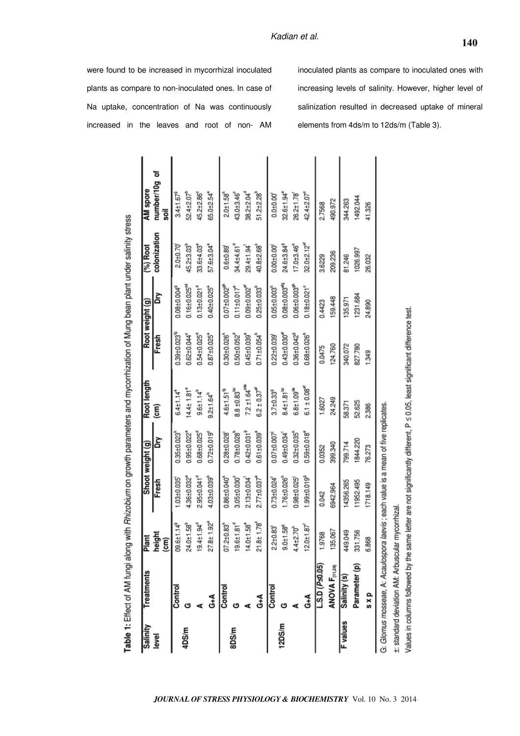were found to be increased in mycorrhizal inoculated plants as compare to non-inoculated ones. In case of Na uptake, concentration of Na was continuously increased in the leaves and root of non- AM inoculated plants as compare to inoculated ones with increasing levels of salinity. However, higher level of salinization resulted in decreased uptake of mineral elements from 4ds/m to 12ds/m (Table 3).

**Table 1:** Effect of AM fungi along with *Rhizobium* on growth parameters and mycorrhization of Mung bean plant under salinity stress

| Salinity level | Treatments | Plant height (cm) | Shoot weight (g) | | Root length (cm) | Root weight (g) | | (%) Root colonization | AM spore number/10g of soil |
|---|---|---|---|---|---|---|---|---|---|
| | | | Fresh | Dry | | Fresh | Dry | | |
| 4DS/m | Control | 09.6±1.14[g] | 1.03±0.035[j] | 0.35±0.023[h] | 6.4±1.14[e] | 0.39±0.023[fg] | 0.08±0.004[g] | 2.0±0.70[j] | 3.4±1.67[g] |
| | G | 24.0±1.58[b] | 4.36±0.032[a] | 0.95±0.022[a] | 14.4± 1.81[a] | 0.62±0.044[c] | 0.16±0.025[cd] | 45.2±3.03[b] | 52.4±2.07[b] |
| | A | 19.4±1.94[d] | 2.95±0.041[d] | 0.68±0.025[d] | 9.6±1.14[b] | 0.54±0.025[d] | 0.13±0.021[d] | 33.6±4.03[e] | 45.2±2.86[c] |
| | G+A | 27.8± 1.92[a] | 4.03±0.039[b] | 0.72±0.019[c] | 9.2±1.64[b] | 0.87±0.025[a] | 0.40±0.025[a] | 57.6±3.04[a] | 65.0±2.54[a] |
| 8DS/m | Control | 07.2±0.83[h] | 0.86±0.040[k] | 0.28±0.028[i] | 4.6±1.51[fg] | 0.30±0.026[h] | 0.07±0.002[gh] | 0.6±0.89[j] | 2.0±1.58[h] |
| | G | 19.6±1.81[d] | 3.05±0.030[c] | 0.78±0.028[b] | 8.8 ±0.83[bc] | 0.50±0.052[d] | 0.11±0.017[e] | 34.4±4.61[d] | 43.0±3.46[c] |
| | A | 14.0±1.58[e] | 2.13±0.034[f] | 0.42±0.031[g] | 7.2 ±1.64[cde] | 0.45±0.039[e] | 0.09±0.002[ef] | 29.4±1.94[f] | 38.2±2.04[d] |
| | G+A | 21.8± 1.78[c] | 2.77±0.037[e] | 0.61±0.039[e] | 6.2 ± 0.37[ef] | 0.71±0.054[b] | 0.25±0.033[b] | 40.8±2.68[c] | 51.2±2.28[b] |
| 12DS/m | Control | 2.2±0.83[j] | 0.73±0.024[l] | 0.07±0.007[j] | 3.7±0.33[g] | 0.22±0.039[i] | 0.05±0.003[h] | 0.00±0.00[j] | 0.0±0.00[i] |
| | G | 9.0±1.58[g] | 1.76±0.026[h] | 0.49±0.034[f] | 8.4±1.81[bc] | 0.43±0.030[ef] | 0.08±0.003[efg] | 24.6±3.84[g] | 32.6±1.94[e] |
| | A | 4.4±2.70[h] | 0.98±0.025[j] | 0.32±0.035[h] | 6.8±1.09[de] | 0.36±0.042[g] | 0.06±0.003[gh] | 17.0±3.46[h] | 26.2±1.78[f] |
| | G+A | 12.0±1.87[f] | 1.99±0.019[g] | 0.59±0.018[e] | 6.1 ± 0.08[ef] | 0.68±0.026[b] | 0.18±0.021[c] | 32.0±2.12[ef] | 42.4±2.07[c] |
| | L.S.D ($P \leq 0.05$) | 1.9768 | 0.042 | 0.0352 | 1.6027 | 0.0475 | 0.4423 | 3.6229 | 2.7568 |
| | ANOVA $F_{(11,24)}$ | 135.067 | 6942.964 | 399.340 | 24.249 | 124.760 | 159.448 | 209.236 | 490.972 |
| F values | Salinity (s) | 449.049 | 14356.265 | 799.714 | 58.371 | 340.072 | 135.971 | 81.246 | 344.263 |
| | Parameter (p) | 331.756 | 11952.495 | 1844.220 | 52.625 | 827.780 | 1231.684 | 1026.997 | 1492.044 |
| | s x p | 6.868 | 1718.149 | 76.273 | 2.386 | 1.349 | 24.890 | 26.032 | 41.326 |

G: *Glomus mosseae*, A: *Acaulospora laevis*; each value is a mean of five replicates.

±: standard deviation AM: Arbuscular mycorrhizal.

Values in columns followed by the same letter are not significantly different, P ≤ 0.05, least significant difference test.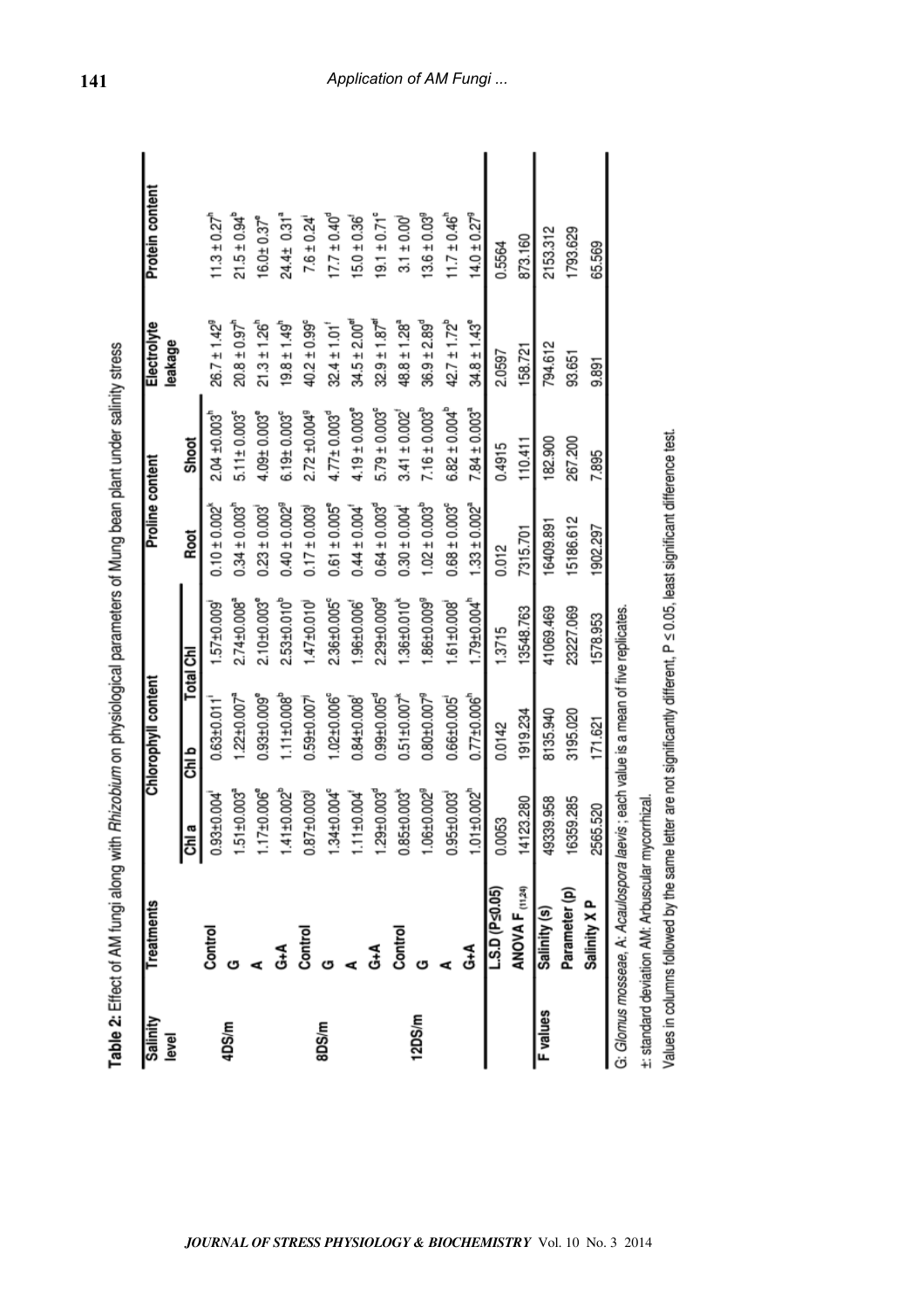**Table 2:** Effect of AM fungi along with *Rhizobium* on physiological parameters of Mung bean plant under salinity stress

| Salinity level | Treatments | Chlorophyll content | | | Proline content | | Electrolyte leakage | Protein content |
|---|---|---|---|---|---|---|---|---|
| | | Chl a | Chl b | Total Chl | Root | Shoot | | |
| 4DS/m | Control | 0.93±0.004[i] | 0.63±0.011[i] | 1.57±0.009[i] | 0.10 ± 0.002[k] | 2.04 ±0.003[h] | 26.7 ± 1.42[g] | 11.3 ± 0.27[h] |
| | G | 1.51±0.003[a] | 1.22±0.007[a] | 2.74±0.008[a] | 0.34 ± 0.003[h] | 5.11± 0.003[c] | 20.8 ± 0.97[h] | 21.5 ± 0.94[b] |
| | A | 1.17±0.006[e] | 0.93±0.009[e] | 2.10±0.003[e] | 0.23 ± 0.003[i] | 4.09± 0.003[e] | 21.3 ± 1.26[h] | 16.0± 0.37[e] |
| | G+A | 1.41±0.002[b] | 1.11±0.008[b] | 2.53±0.010[b] | 0.40 ± 0.002[g] | 6.19± 0.003[c] | 19.8 ± 1.49[h] | 24.4± 0.31[a] |
| 8DS/m | Control | 0.87±0.003[j] | 0.59±0.007[j] | 1.47±0.010[j] | 0.17 ± 0.003[j] | 2.72 ±0.004[g] | 40.2 ± 0.99[c] | 7.6 ± 0.24[i] |
| | G | 1.34±0.004[c] | 1.02±0.006[c] | 2.36±0.005[c] | 0.61 ± 0.005[e] | 4.77± 0.003[d] | 32.4 ± 1.01[f] | 17.7 ± 0.40[d] |
| | A | 1.11±0.004[f] | 0.84±0.008[f] | 1.96±0.006[f] | 0.44 ± 0.004[f] | 4.19 ± 0.003[e] | 34.5 ± 2.00[ef] | 15.0 ± 0.36[f] |
| | G+A | 1.29±0.003[d] | 0.99±0.005[d] | 2.29±0.009[d] | 0.64 ± 0.003[d] | 5.79 ± 0.003[c] | 32.9 ± 1.87[ef] | 19.1 ± 0.71[c] |
| 12DS/m | Control | 0.85±0.003[k] | 0.51±0.007[k] | 1.36±0.010[k] | 0.30 ± 0.004[i] | 3.41 ± 0.002[f] | 48.8 ± 1.28[a] | 3.1 ± 0.00[j] |
| | G | 1.06±0.002[g] | 0.80±0.007[g] | 1.86±0.009[g] | 1.02 ± 0.003[b] | 7.16 ± 0.003[b] | 36.9 ± 2.89[d] | 13.6 ± 0.03[g] |
| | A | 0.95±0.003[i] | 0.66±0.005[i] | 1.61±0.008[i] | 0.68 ± 0.003[c] | 6.82 ± 0.004[b] | 42.7 ± 1.72[b] | 11.7 ± 0.46[h] |
| | G+A | 1.01±0.002[h] | 0.77±0.006[h] | 1.79±0.004[h] | 1.33 ± 0.002[a] | 7.84 ± 0.003[a] | 34.8 ± 1.43[e] | 14.0 ± 0.27[g] |
| | L.S.D ($P \leq 0.05$) | 0.0053 | 0.0142 | 1.3715 | 0.012 | 0.4915 | 2.0597 | 0.5564 |
| | ANOVA $F_{(11,24)}$ | 14123.280 | 1919.234 | 13548.763 | 7315.701 | 110.411 | 158.721 | 873.160 |
| F values | Salinity (s) | 49339.958 | 8135.940 | 41069.469 | 16409.891 | 182.900 | 794.612 | 2153.312 |
| | Parameter (p) | 16359.285 | 3195.020 | 23227.069 | 15186.612 | 267.200 | 93.651 | 1793.629 |
| | Salinity X P | 2565.520 | 171.621 | 1578.953 | 1902.297 | 7.895 | 9.891 | 65.569 |

G: *Glomus mosseae*, A: *Acaulospora laevis*; each value is a mean of five replicates.

±: standard deviation AM: Arbuscular mycorrhizal.

Values in columns followed by the same letter are not significantly different, $P \leq 0.05$, least significant difference test.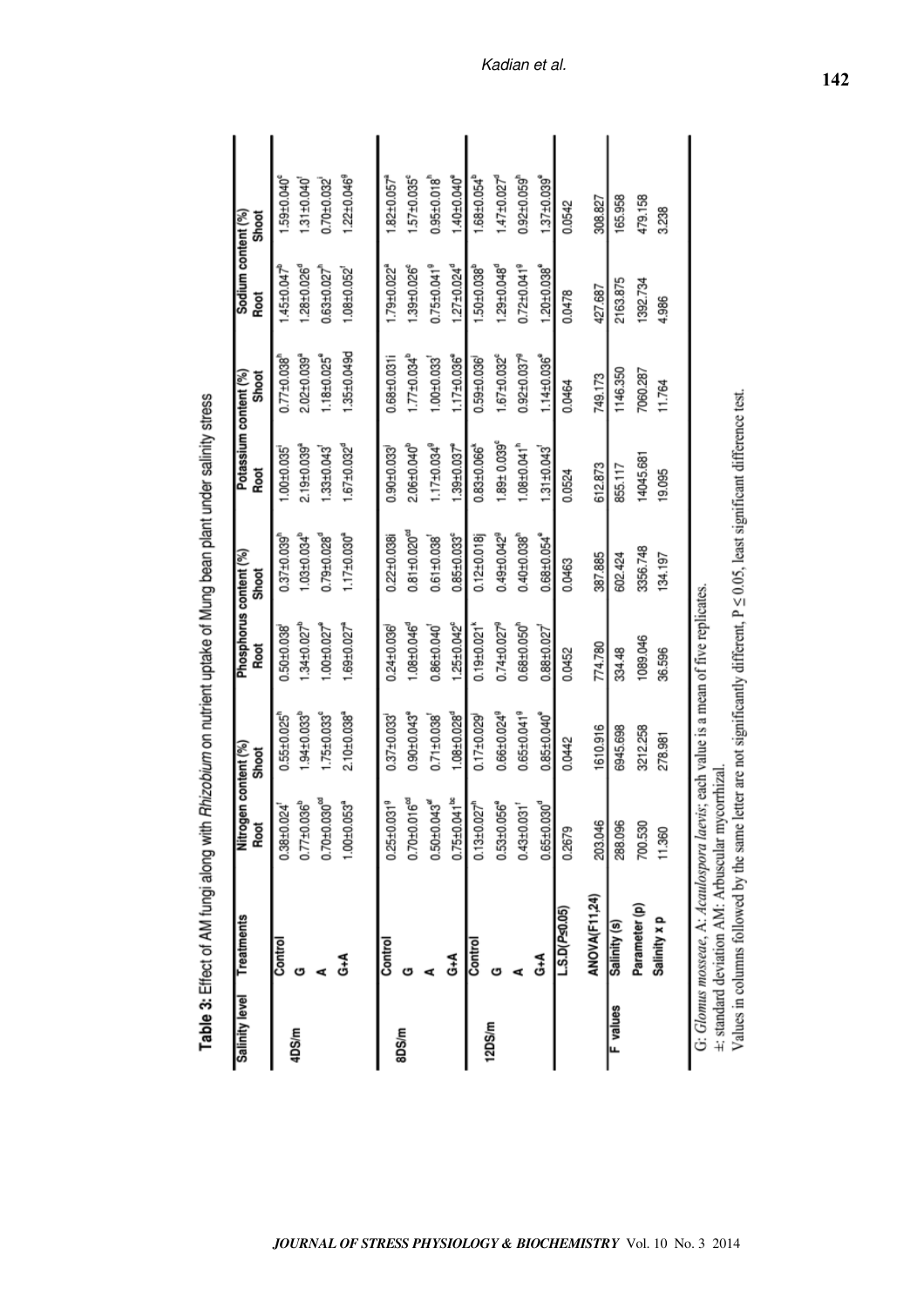**Table 3:** Effect of AM fungi along with *Rhizobium* on nutrient uptake of Mung bean plant under salinity stress

| Salinity level | Treatments | Nitrogen content (%) | | Phosphorus content (%) | | Potassium content (%) | | Sodium content (%) | |
|---|---|---|---|---|---|---|---|---|---|
| | | Root | Shoot | Root | Shoot | Root | Shoot | Root | Shoot |
| 4DS/m | Control | 0.38±0.024[f] | 0.55±0.025[h] | 0.50±0.038[j] | 0.37±0.039[h] | 1.00±0.035[i] | 0.77±0.038[h] | 1.45±0.047[b] | 1.59±0.040[c] |
| | G | 0.77±0.036[b] | 1.94±0.033[b] | 1.34±0.027[b] | 1.03±0.034[b] | 2.19±0.039[a] | 2.02±0.039[a] | 1.28±0.026[d] | 1.31±0.040[f] |
| | A | 0.70±0.030[cd] | 1.75±0.033[c] | 1.00±0.027[e] | 0.79±0.028[d] | 1.33±0.043[f] | 1.18±0.025[e] | 0.63±0.027[h] | 0.70±0.032[j] |
| | G+A | 1.00±0.053[a] | 2.10±0.038[a] | 1.69±0.027[a] | 1.17±0.030[a] | 1.67±0.032[d] | 1.35±0.049d | 1.08±0.052[f] | 1.22±0.046[g] |
| 8DS/m | Control | 0.25±0.031[g] | 0.37±0.033[i] | 0.24±0.036[j] | 0.22±0.038i | 0.90±0.033[j] | 0.68±0.031i | 1.79±0.022[a] | 1.82±0.057[a] |
| | G | 0.70±0.016[cd] | 0.90±0.043[e] | 1.08±0.046[d] | 0.81±0.020[cd] | 2.06±0.040[b] | 1.77±0.034[b] | 1.39±0.026[c] | 1.57±0.035[c] |
| | A | 0.50±0.043[ef] | 0.71±0.038[f] | 0.86±0.040[f] | 0.61±0.038[f] | 1.17±0.034[g] | 1.00±0.033[f] | 0.75±0.041[g] | 0.95±0.018[h] |
| | G+A | 0.75±0.041[bc] | 1.08±0.028[d] | 1.25±0.042[c] | 0.85±0.033[c] | 1.39±0.037[e] | 1.17±0.036[e] | 1.27±0.024[d] | 1.40±0.040[e] |
| 12DS/m | Control | 0.13±0.027[h] | 0.17±0.029[j] | 0.19±0.021[k] | 0.12±0.018j | 0.83±0.066[k] | 0.59±0.036[j] | 1.50±0.038[b] | 1.68±0.054[b] |
| | G | 0.53±0.056[e] | 0.66±0.024[g] | 0.74±0.027[g] | 0.49±0.042[g] | 1.89± 0.039[c] | 1.67±0.032[c] | 1.29±0.048[d] | 1.47±0.027[d] |
| | A | 0.43±0.031[f] | 0.65±0.041[g] | 0.68±0.050[h] | 0.40±0.038[h] | 1.08±0.041[h] | 0.92±0.037[g] | 0.72±0.041[g] | 0.92±0.059[h] |
| | G+A | 0.65±0.030[d] | 0.85±0.040[e] | 0.88±0.027[f] | 0.68±0.054[e] | 1.31±0.043[f] | 1.14±0.036[e] | 1.20±0.038[e] | 1.37±0.039[e] |
| | L.S.D(P≤0.05) | 0.2679 | 0.0442 | 0.0452 | 0.0463 | 0.0524 | 0.0464 | 0.0478 | 0.0542 |
| | ANOVA(F11,24) | 203.046 | 1610.916 | 774.780 | 387.885 | 612.873 | 749.173 | 427.687 | 308.827 |
| F values | Salinity (s) | 288.096 | 6945.698 | 334.48 | 602.424 | 855.117 | 1146.350 | 2163.875 | 165.958 |
| | Parameter (p) | 700.530 | 3212.258 | 1089.046 | 3356.748 | 14045.681 | 7060.287 | 1392.734 | 479.158 |
| | Salinity x p | 11.360 | 278.981 | 36.596 | 134.197 | 19.095 | 11.764 | 4.986 | 3.238 |

G: *Glomus mosseae*, A: *Acaulospora laevis*; each value is a mean of five replicates.
±: standard deviation AM: Arbuscular mycorrhizal.
Values in columns followed by the same letter are not significantly different, P ≤ 0.05, least significant difference test.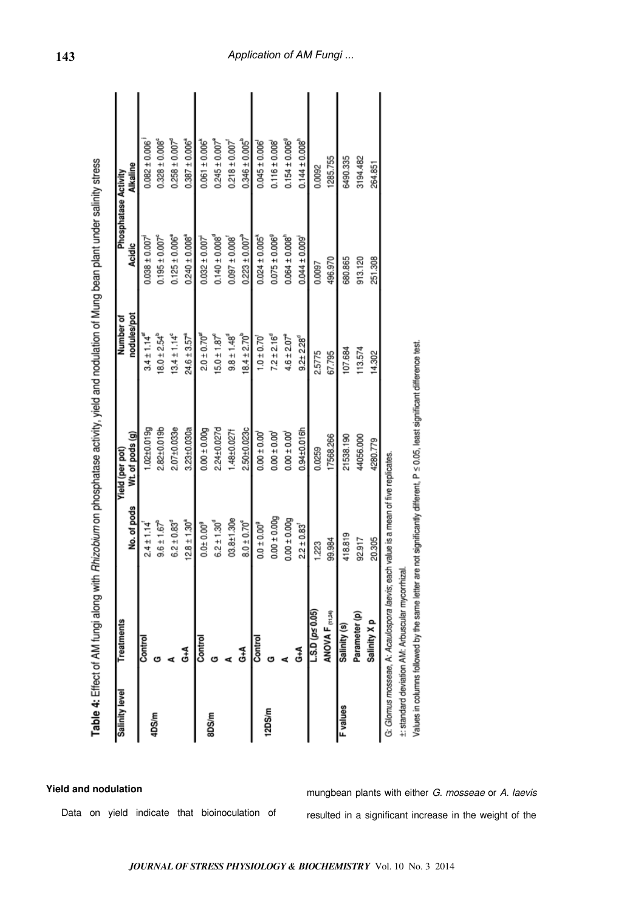Table 4: Effect of AM fungi along with *Rhizobium* on phosphatase activity, yield and nodulation of Mung bean plant under salinity stress

| Salinity level | Treatments | Yield (per pot) | | Number of nodules/pot | Phosphatase Activity | |
|---|---|---|---|---|---|---|
| | | No. of pods | Wt. of pods (g) | | Acidic | Alkaline |
| 4DS/m | Control | 2.4 ± 1.14[f] | 1.02±0.019g | 3.4 ± 1.14[ef] | 0.038 ± 0.007[j] | 0.082 ± 0.006[i] |
| | G | 9.6 ± 1.67[b] | 2.82±0.019b | 18.0 ± 2.54[b] | 0.195 ± 0.007[c] | 0.328 ± 0.008[c] |
| | A | 6.2 ± 0.83[d] | 2.07±0.033e | 13.4 ± 1.14[c] | 0.125 ± 0.006[e] | 0.258 ± 0.007[d] |
| | G+A | 12.8 ± 1.30[a] | 3.23±0.030a | 24.6 ± 3.57[a] | 0.240 ± 0.008[a] | 0.387 ± 0.006[a] |
| 8DS/m | Control | 0.0± 0.00[g] | 0.00 ± 0.00g | 2.0 ± 0.70[ef] | 0.032 ± 0.007[j] | 0.061 ± 0.006[k] |
| | G | 6.2 ± 1.30[d] | 2.24±0.027d | 15.0 ± 1.87[c] | 0.140 ± 0.008[d] | 0.245 ± 0.007[e] |
| | A | 03.8± 1.30e | 1.48±0.027f | 9.8 ± 1.48[d] | 0.097 ± 0.008[f] | 0.218 ± 0.007[f] |
| | G+A | 8.0 ± 0.70[c] | 2.50±0.023c | 18.4 ± 2.70[b] | 0.223 ± 0.007[b] | 0.346 ± 0.005[b] |
| 12DS/m | Control | 0.0 ± 0.00[g] | 0.00 ± 0.00[i] | 1.0 ± 0.70[f] | 0.024 ± 0.005[k] | 0.045 ± 0.006[l] |
| | G | 0.00 ± 0.00g | 0.00 ± 0.00[i] | 7.2 ± 2.16[d] | 0.075 ± 0.006[g] | 0.116 ± 0.008[j] |
| | A | 0.00 ± 0.00g | 0.00 ± 0.00[i] | 4.6 ± 2.07[e] | 0.064 ± 0.008[h] | 0.154 ± 0.006[g] |
| | G+A | 2.2 ± 0.83[f] | 0.94±0.016h | 9.2± 2.28[d] | 0.044 ± 0.009[i] | 0.144 ± 0.008[h] |
| | L.S.D ($p \leq 0.05$) | 1.223 | 0.0259 | 2.5775 | 0.0097 | 0.0092 |
| | ANOVA $F_{(11,24)}$ | 99.984 | 17568.266 | 67.795 | 496.970 | 1285.755 |
| F values | Salinity (s) | 418.819 | 21538.190 | 107.684 | 680.865 | 6490.335 |
| | Parameter (p) | 92.917 | 44056.000 | 113.574 | 913.120 | 3194.482 |
| | Salinity X p | 20.305 | 4280.779 | 14.302 | 251.308 | 264.851 |

G: *Glomus mosseae*, A: *Acaulospora laevis*; each value is a mean of five replicates.
±: standard deviation AM: Arbuscular mycorrhizal.
Values in columns followed by the same letter are not significantly different, $P \leq 0.05$, least significant difference test.

### Yield and nodulation

Data on yield indicate that bioinoculation of mungbean plants with either *G. mosseae* or *A. laevis* resulted in a significant increase in the weight of the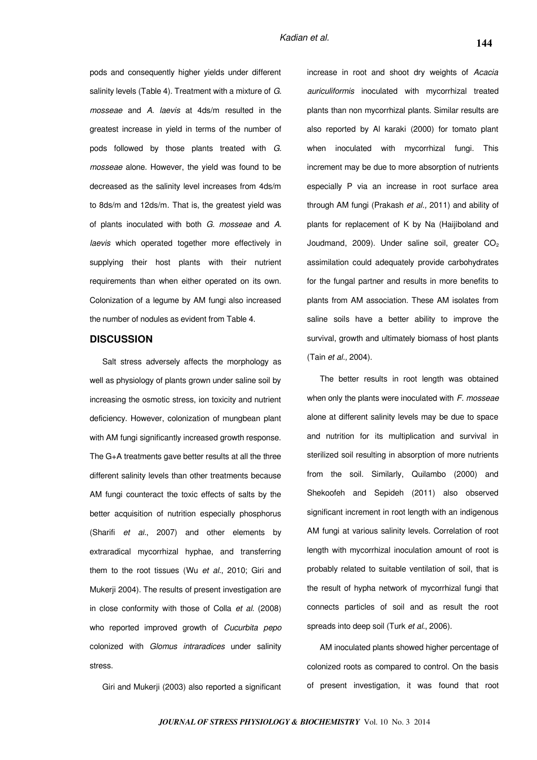pods and consequently higher yields under different salinity levels (Table 4). Treatment with a mixture of *G. mosseae* and *A. laevis* at 4ds/m resulted in the greatest increase in yield in terms of the number of pods followed by those plants treated with *G. mosseae* alone. However, the yield was found to be decreased as the salinity level increases from 4ds/m to 8ds/m and 12ds/m. That is, the greatest yield was of plants inoculated with both *G. mosseae* and *A. laevis* which operated together more effectively in supplying their host plants with their nutrient requirements than when either operated on its own. Colonization of a legume by AM fungi also increased the number of nodules as evident from Table 4.

## DISCUSSION

Salt stress adversely affects the morphology as well as physiology of plants grown under saline soil by increasing the osmotic stress, ion toxicity and nutrient deficiency. However, colonization of mungbean plant with AM fungi significantly increased growth response. The G+A treatments gave better results at all the three different salinity levels than other treatments because AM fungi counteract the toxic effects of salts by the better acquisition of nutrition especially phosphorus (Sharifi *et al*., 2007) and other elements by extraradical mycorrhizal hyphae, and transferring them to the root tissues (Wu *et al*., 2010; Giri and Mukerji 2004). The results of present investigation are in close conformity with those of Colla *et al*. (2008) who reported improved growth of *Cucurbita pepo* colonized with *Glomus intraradices* under salinity stress.

Giri and Mukerji (2003) also reported a significant increase in root and shoot dry weights of *Acacia auriculiformis* inoculated with mycorrhizal treated plants than non mycorrhizal plants. Similar results are also reported by Al karaki (2000) for tomato plant when inoculated with mycorrhizal fungi. This increment may be due to more absorption of nutrients especially P via an increase in root surface area through AM fungi (Prakash *et al.,* 2011) and ability of plants for replacement of K by Na (Haijiboland and Joudmand, 2009). Under saline soil, greater $CO_2$ assimilation could adequately provide carbohydrates for the fungal partner and results in more benefits to plants from AM association. These AM isolates from saline soils have a better ability to improve the survival, growth and ultimately biomass of host plants (Tain *et al.,* 2004).

The better results in root length was obtained when only the plants were inoculated with *F. mosseae* alone at different salinity levels may be due to space and nutrition for its multiplication and survival in sterilized soil resulting in absorption of more nutrients from the soil. Similarly, Quilambo (2000) and Shekoofeh and Sepideh (2011) also observed significant increment in root length with an indigenous AM fungi at various salinity levels. Correlation of root length with mycorrhizal inoculation amount of root is probably related to suitable ventilation of soil, that is the result of hypha network of mycorrhizal fungi that connects particles of soil and as result the root spreads into deep soil (Turk *et al*., 2006).

AM inoculated plants showed higher percentage of colonized roots as compared to control. On the basis of present investigation, it was found that root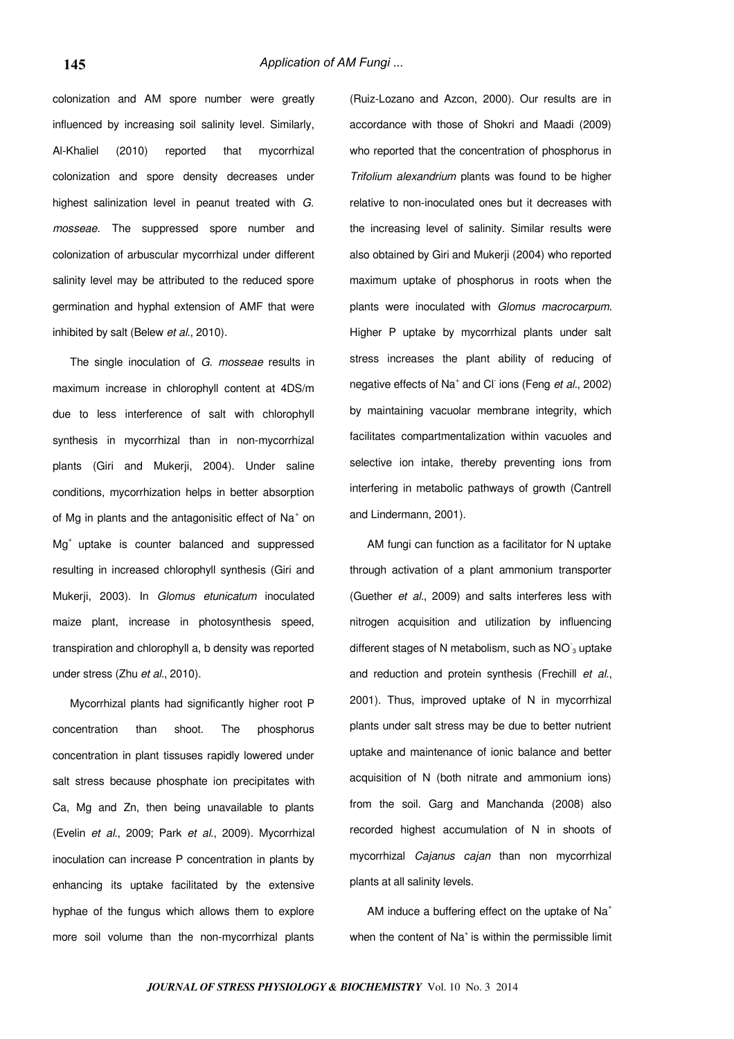colonization and AM spore number were greatly influenced by increasing soil salinity level. Similarly, Al-Khaliel (2010) reported that mycorrhizal colonization and spore density decreases under highest salinization level in peanut treated with *G. mosseae.* The suppressed spore number and colonization of arbuscular mycorrhizal under different salinity level may be attributed to the reduced spore germination and hyphal extension of AMF that were inhibited by salt (Belew *et al*., 2010).

The single inoculation of *G. mosseae* results in maximum increase in chlorophyll content at 4DS/m due to less interference of salt with chlorophyll synthesis in mycorrhizal than in non-mycorrhizal plants (Giri and Mukerji, 2004). Under saline conditions, mycorrhization helps in better absorption of Mg in plants and the antagonisitic effect of $Na^+$ on $Mg^+$ uptake is counter balanced and suppressed resulting in increased chlorophyll synthesis (Giri and Mukerji, 2003). In *Glomus etunicatum* inoculated maize plant, increase in photosynthesis speed, transpiration and chlorophyll a, b density was reported under stress (Zhu *et al*., 2010).

Mycorrhizal plants had significantly higher root P concentration than shoot. The phosphorus concentration in plant tissuses rapidly lowered under salt stress because phosphate ion precipitates with Ca, Mg and Zn, then being unavailable to plants (Evelin *et al*., 2009; Park *et al*., 2009). Mycorrhizal inoculation can increase P concentration in plants by enhancing its uptake facilitated by the extensive hyphae of the fungus which allows them to explore more soil volume than the non-mycorrhizal plants (Ruiz-Lozano and Azcon, 2000). Our results are in accordance with those of Shokri and Maadi (2009) who reported that the concentration of phosphorus in *Trifolium alexandrium* plants was found to be higher relative to non-inoculated ones but it decreases with the increasing level of salinity. Similar results were also obtained by Giri and Mukerji (2004) who reported maximum uptake of phosphorus in roots when the plants were inoculated with *Glomus macrocarpum.* Higher P uptake by mycorrhizal plants under salt stress increases the plant ability of reducing of negative effects of $Na^+$ and $Cl^-$ ions (Feng *et al*., 2002) by maintaining vacuolar membrane integrity, which facilitates compartmentalization within vacuoles and selective ion intake, thereby preventing ions from interfering in metabolic pathways of growth (Cantrell and Lindermann, 2001).

AM fungi can function as a facilitator for N uptake through activation of a plant ammonium transporter (Guether *et al*., 2009) and salts interferes less with nitrogen acquisition and utilization by influencing different stages of N metabolism, such as $NO^-_3$ uptake and reduction and protein synthesis (Frechill *et al*., 2001). Thus, improved uptake of N in mycorrhizal plants under salt stress may be due to better nutrient uptake and maintenance of ionic balance and better acquisition of N (both nitrate and ammonium ions) from the soil. Garg and Manchanda (2008) also recorded highest accumulation of N in shoots of mycorrhizal *Cajanus cajan* than non mycorrhizal plants at all salinity levels.

AM induce a buffering effect on the uptake of $Na^+$ when the content of $Na^+$ is within the permissible limit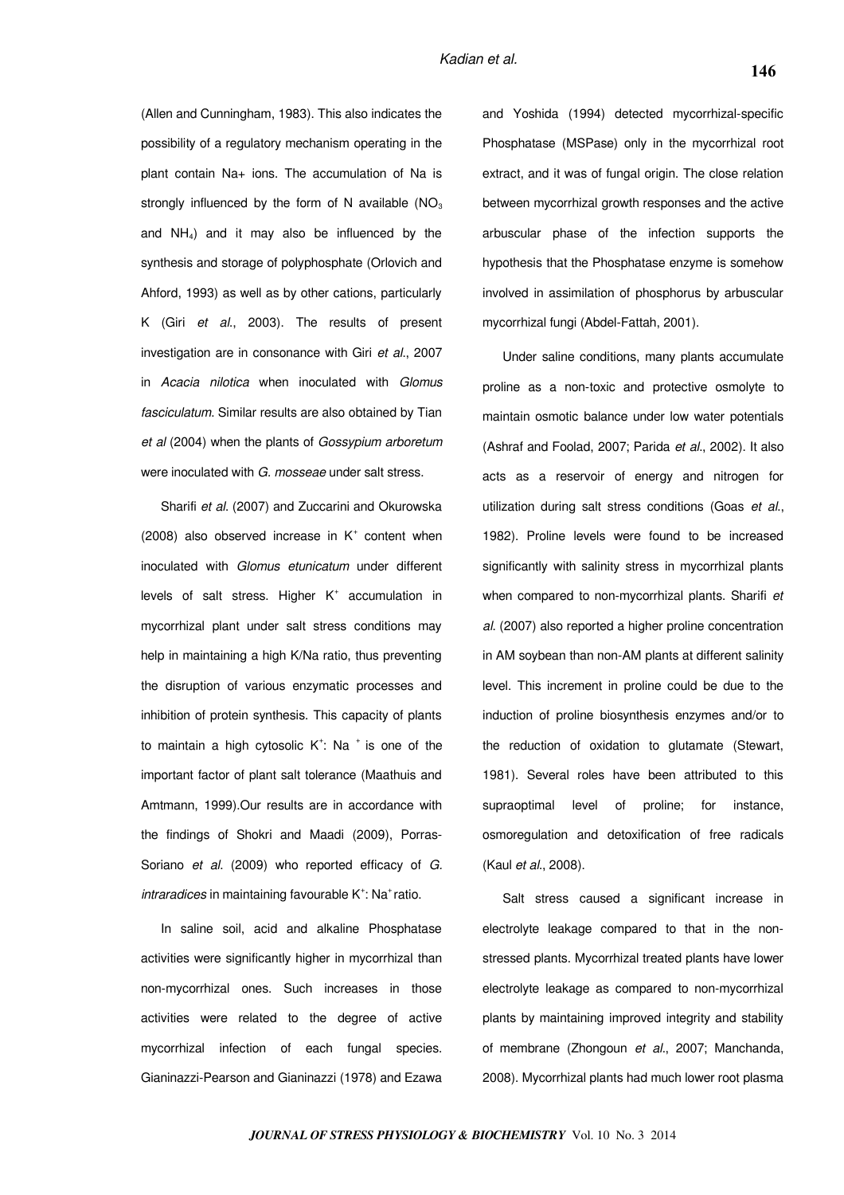(Allen and Cunningham, 1983). This also indicates the possibility of a regulatory mechanism operating in the plant contain Na+ ions. The accumulation of Na is strongly influenced by the form of N available ($NO_3$ and $NH_4$) and it may also be influenced by the synthesis and storage of polyphosphate (Orlovich and Ahford, 1993) as well as by other cations, particularly K (Giri *et al*., 2003). The results of present investigation are in consonance with Giri *et al*., 2007 in *Acacia nilotica* when inoculated with *Glomus fasciculatum*. Similar results are also obtained by Tian *et al* (2004) when the plants of *Gossypium arboretum* were inoculated with *G. mosseae* under salt stress.

Sharifi *et al*. (2007) and Zuccarini and Okurowska (2008) also observed increase in $K^+$ content when inoculated with *Glomus etunicatum* under different levels of salt stress. Higher $K^+$ accumulation in mycorrhizal plant under salt stress conditions may help in maintaining a high K/Na ratio, thus preventing the disruption of various enzymatic processes and inhibition of protein synthesis. This capacity of plants to maintain a high cytosolic $K^+$: $Na^+$ is one of the important factor of plant salt tolerance (Maathuis and Amtmann, 1999).Our results are in accordance with the findings of Shokri and Maadi (2009), Porras-Soriano *et al*. (2009) who reported efficacy of *G. intraradices* in maintaining favourable $K^+$: $Na^+$ ratio.

In saline soil, acid and alkaline Phosphatase activities were significantly higher in mycorrhizal than non-mycorrhizal ones. Such increases in those activities were related to the degree of active mycorrhizal infection of each fungal species. Gianinazzi-Pearson and Gianinazzi (1978) and Ezawa and Yoshida (1994) detected mycorrhizal-specific Phosphatase (MSPase) only in the mycorrhizal root extract, and it was of fungal origin. The close relation between mycorrhizal growth responses and the active arbuscular phase of the infection supports the hypothesis that the Phosphatase enzyme is somehow involved in assimilation of phosphorus by arbuscular mycorrhizal fungi (Abdel-Fattah, 2001).

Under saline conditions, many plants accumulate proline as a non-toxic and protective osmolyte to maintain osmotic balance under low water potentials (Ashraf and Foolad, 2007; Parida *et al*., 2002). It also acts as a reservoir of energy and nitrogen for utilization during salt stress conditions (Goas *et al*., 1982). Proline levels were found to be increased significantly with salinity stress in mycorrhizal plants when compared to non-mycorrhizal plants. Sharifi *et al*. (2007) also reported a higher proline concentration in AM soybean than non-AM plants at different salinity level. This increment in proline could be due to the induction of proline biosynthesis enzymes and/or to the reduction of oxidation to glutamate (Stewart, 1981). Several roles have been attributed to this supraoptimal level of proline; for instance, osmoregulation and detoxification of free radicals (Kaul *et al*., 2008).

Salt stress caused a significant increase in electrolyte leakage compared to that in the non-stressed plants. Mycorrhizal treated plants have lower electrolyte leakage as compared to non-mycorrhizal plants by maintaining improved integrity and stability of membrane (Zhongoun *et al*., 2007; Manchanda, 2008). Mycorrhizal plants had much lower root plasma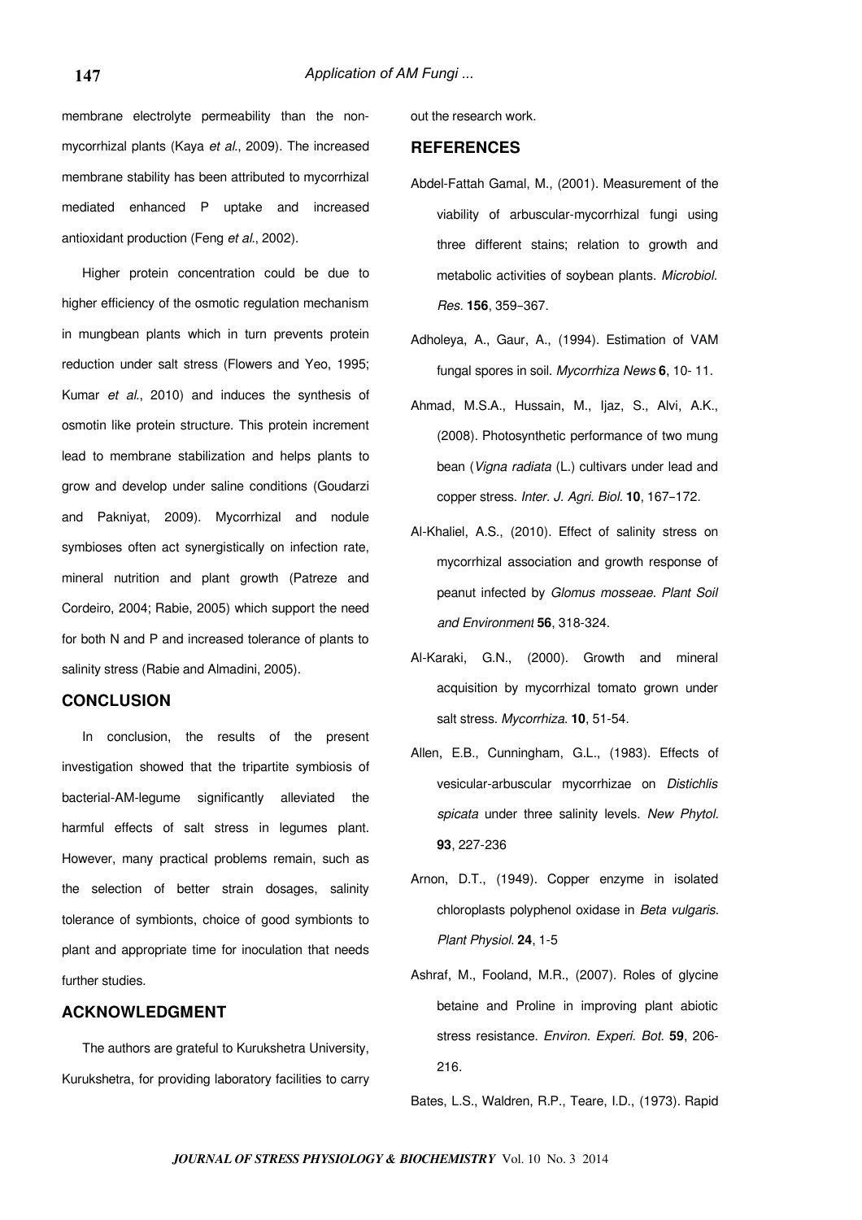membrane electrolyte permeability than the non-mycorrhizal plants (Kaya *et al*., 2009). The increased membrane stability has been attributed to mycorrhizal mediated enhanced P uptake and increased antioxidant production (Feng *et al*., 2002).

Higher protein concentration could be due to higher efficiency of the osmotic regulation mechanism in mungbean plants which in turn prevents protein reduction under salt stress (Flowers and Yeo, 1995; Kumar *et al*., 2010) and induces the synthesis of osmotin like protein structure. This protein increment lead to membrane stabilization and helps plants to grow and develop under saline conditions (Goudarzi and Pakniyat, 2009). Mycorrhizal and nodule symbioses often act synergistically on infection rate, mineral nutrition and plant growth (Patreze and Cordeiro, 2004; Rabie, 2005) which support the need for both N and P and increased tolerance of plants to salinity stress (Rabie and Almadini, 2005).

## CONCLUSION

In conclusion, the results of the present investigation showed that the tripartite symbiosis of bacterial-AM-legume significantly alleviated the harmful effects of salt stress in legumes plant. However, many practical problems remain, such as the selection of better strain dosages, salinity tolerance of symbionts, choice of good symbionts to plant and appropriate time for inoculation that needs further studies.

## ACKNOWLEDGMENT

The authors are grateful to Kurukshetra University, Kurukshetra, for providing laboratory facilities to carry out the research work.

## REFERENCES

Abdel-Fattah Gamal, M., (2001). Measurement of the viability of arbuscular-mycorrhizal fungi using three different stains; relation to growth and metabolic activities of soybean plants. *Microbiol. Res.* **156**, 359–367.

Adholeya, A., Gaur, A., (1994). Estimation of VAM fungal spores in soil. *Mycorrhiza News* **6**, 10- 11.

Ahmad, M.S.A., Hussain, M., Ijaz, S., Alvi, A.K., (2008). Photosynthetic performance of two mung bean (*Vigna radiata* (L.) cultivars under lead and copper stress. *Inter. J. Agri. Biol.* **10**, 167–172.

Al-Khaliel, A.S., (2010). Effect of salinity stress on mycorrhizal association and growth response of peanut infected by *Glomus mosseae*. *Plant Soil and Environment* **56**, 318-324.

Al-Karaki, G.N., (2000). Growth and mineral acquisition by mycorrhizal tomato grown under salt stress. *Mycorrhiza*. **10**, 51-54.

Allen, E.B., Cunningham, G.L., (1983). Effects of vesicular-arbuscular mycorrhizae on *Distichlis spicata* under three salinity levels. *New Phytol.* **93**, 227-236

Arnon, D.T., (1949). Copper enzyme in isolated chloroplasts polyphenol oxidase in *Beta vulgaris. Plant Physiol.* **24**, 1-5

Ashraf, M., Fooland, M.R., (2007). Roles of glycine betaine and Proline in improving plant abiotic stress resistance. *Environ. Experi. Bot.* **59**, 206-216.

Bates, L.S., Waldren, R.P., Teare, I.D., (1973). Rapid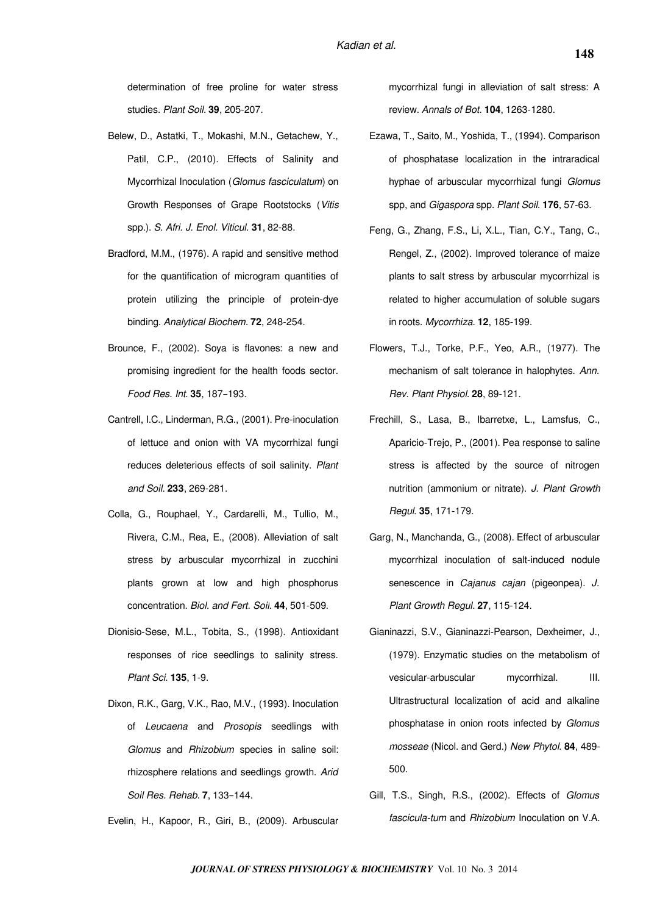determination of free proline for water stress studies. *Plant Soil*. **39**, 205-207.

Belew, D., Astatki, T., Mokashi, M.N., Getachew, Y., Patil, C.P., (2010). Effects of Salinity and Mycorrhizal Inoculation (*Glomus fasciculatum*) on Growth Responses of Grape Rootstocks (*Vitis* spp.). *S. Afri. J. Enol. Viticul*. **31**, 82-88.

Bradford, M.M., (1976). A rapid and sensitive method for the quantification of microgram quantities of protein utilizing the principle of protein-dye binding. *Analytical Biochem*. **72**, 248-254.

Brounce, F., (2002). Soya is flavones: a new and promising ingredient for the health foods sector. *Food Res. Int*. **35**, 187–193.

Cantrell, I.C., Linderman, R.G., (2001). Pre-inoculation of lettuce and onion with VA mycorrhizal fungi reduces deleterious effects of soil salinity. *Plant and Soil*. **233**, 269-281.

Colla, G., Rouphael, Y., Cardarelli, M., Tullio, M., Rivera, C.M., Rea, E., (2008). Alleviation of salt stress by arbuscular mycorrhizal in zucchini plants grown at low and high phosphorus concentration. *Biol. and Fert. Soil*. **44**, 501-509.

Dionisio-Sese, M.L., Tobita, S., (1998). Antioxidant responses of rice seedlings to salinity stress. *Plant Sci*. **135**, 1-9.

Dixon, R.K., Garg, V.K., Rao, M.V., (1993). Inoculation of *Leucaena* and *Prosopis* seedlings with *Glomus* and *Rhizobium* species in saline soil: rhizosphere relations and seedlings growth. *Arid Soil Res. Rehab*. **7**, 133–144.

Evelin, H., Kapoor, R., Giri, B., (2009). Arbuscular mycorrhizal fungi in alleviation of salt stress: A review. *Annals of Bot*. **104**, 1263-1280.

Ezawa, T., Saito, M., Yoshida, T., (1994). Comparison of phosphatase localization in the intraradical hyphae of arbuscular mycorrhizal fungi *Glomus* spp, and *Gigaspora* spp. *Plant Soil*. **176**, 57-63.

Feng, G., Zhang, F.S., Li, X.L., Tian, C.Y., Tang, C., Rengel, Z., (2002). Improved tolerance of maize plants to salt stress by arbuscular mycorrhizal is related to higher accumulation of soluble sugars in roots. *Mycorrhiza*. **12**, 185-199.

Flowers, T.J., Torke, P.F., Yeo, A.R., (1977). The mechanism of salt tolerance in halophytes. *Ann. Rev. Plant Physiol*. **28**, 89-121.

Frechill, S., Lasa, B., Ibarretxe, L., Lamsfus, C., Aparicio-Trejo, P., (2001). Pea response to saline stress is affected by the source of nitrogen nutrition (ammonium or nitrate). *J. Plant Growth Regul*. **35**, 171-179.

Garg, N., Manchanda, G., (2008). Effect of arbuscular mycorrhizal inoculation of salt-induced nodule senescence in *Cajanus cajan* (pigeonpea). *J. Plant Growth Regul*. **27**, 115-124.

Gianinazzi, S.V., Gianinazzi-Pearson, Dexheimer, J., (1979). Enzymatic studies on the metabolism of vesicular-arbuscular mycorrhizal. III. Ultrastructural localization of acid and alkaline phosphatase in onion roots infected by *Glomus mosseae* (Nicol. and Gerd.) *New Phytol*. **84**, 489-500.

Gill, T.S., Singh, R.S., (2002). Effects of *Glomus fascicula-tum* and *Rhizobium* Inoculation on V.A.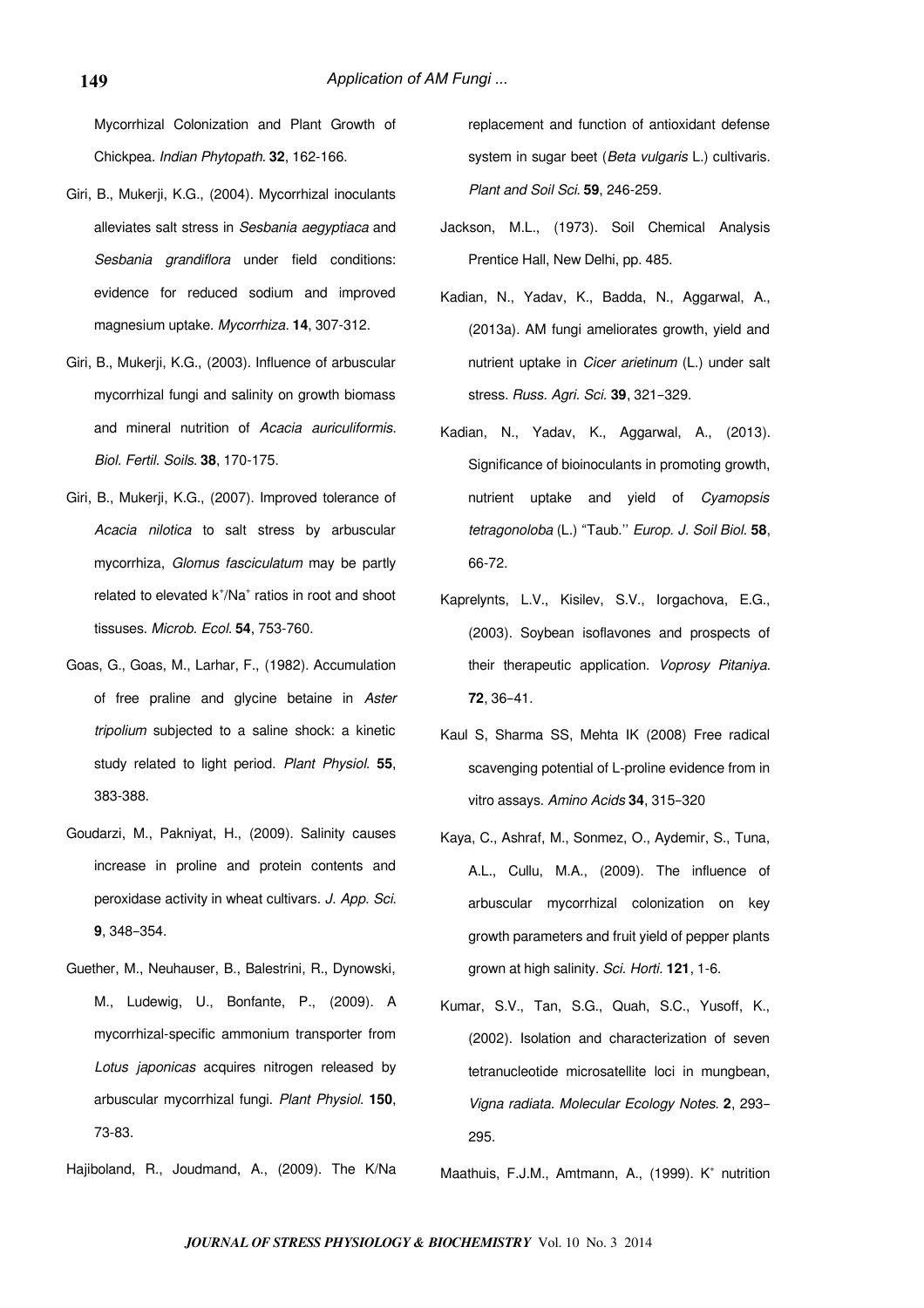Mycorrhizal Colonization and Plant Growth of Chickpea. *Indian Phytopath.* **32**, 162-166.

Giri, B., Mukerji, K.G., (2004). Mycorrhizal inoculants alleviates salt stress in *Sesbania aegyptiaca* and *Sesbania grandiflora* under field conditions: evidence for reduced sodium and improved magnesium uptake. *Mycorrhiza.* **14**, 307-312.

Giri, B., Mukerji, K.G., (2003). Influence of arbuscular mycorrhizal fungi and salinity on growth biomass and mineral nutrition of *Acacia auriculiformis*. *Biol. Fertil. Soils.* **38**, 170-175.

Giri, B., Mukerji, K.G., (2007). Improved tolerance of *Acacia nilotica* to salt stress by arbuscular mycorrhiza, *Glomus fasciculatum* may be partly related to elevated $k^+/Na^+$ ratios in root and shoot tissues. *Microb. Ecol.* **54**, 753-760.

Goas, G., Goas, M., Larhar, F., (1982). Accumulation of free praline and glycine betaine in *Aster tripolium* subjected to a saline shock: a kinetic study related to light period. *Plant Physiol.* **55**, 383-388.

Goudarzi, M., Pakniyat, H., (2009). Salinity causes increase in proline and protein contents and peroxidase activity in wheat cultivars. *J. App. Sci.* **9**, 348–354.

Guether, M., Neuhauser, B., Balestrini, R., Dynowski, M., Ludewig, U., Bonfante, P., (2009). A mycorrhizal-specific ammonium transporter from *Lotus japonicas* acquires nitrogen released by arbuscular mycorrhizal fungi. *Plant Physiol.* **150**, 73-83.

Hajiboland, R., Joudmand, A., (2009). The K/Na replacement and function of antioxidant defense system in sugar beet (*Beta vulgaris* L.) cultivaris. *Plant and Soil Sci.* **59**, 246-259.

Jackson, M.L., (1973). Soil Chemical Analysis Prentice Hall, New Delhi, pp. 485.

Kadian, N., Yadav, K., Badda, N., Aggarwal, A., (2013a). AM fungi ameliorates growth, yield and nutrient uptake in *Cicer arietinum* (L.) under salt stress. *Russ. Agri. Sci.* **39**, 321–329.

Kadian, N., Yadav, K., Aggarwal, A., (2013). Significance of bioinoculants in promoting growth, nutrient uptake and yield of *Cyamopsis tetragonoloba* (L.) "Taub.'' *Europ. J. Soil Biol.* **58**, 66-72.

Kaprelynts, L.V., Kisilev, S.V., Iorgachova, E.G., (2003). Soybean isoflavones and prospects of their therapeutic application. *Voprosy Pitaniya.* **72**, 36–41.

Kaul S, Sharma SS, Mehta IK (2008) Free radical scavenging potential of L-proline evidence from in vitro assays. *Amino Acids* **34**, 315–320

Kaya, C., Ashraf, M., Sonmez, O., Aydemir, S., Tuna, A.L., Cullu, M.A., (2009). The influence of arbuscular mycorrhizal colonization on key growth parameters and fruit yield of pepper plants grown at high salinity. *Sci. Horti.* **121**, 1-6.

Kumar, S.V., Tan, S.G., Quah, S.C., Yusoff, K., (2002). Isolation and characterization of seven tetranucleotide microsatellite loci in mungbean, *Vigna radiata*. *Molecular Ecology Notes.* **2**, 293–295.

Maathuis, F.J.M., Amtmann, A., (1999). $K^+$ nutrition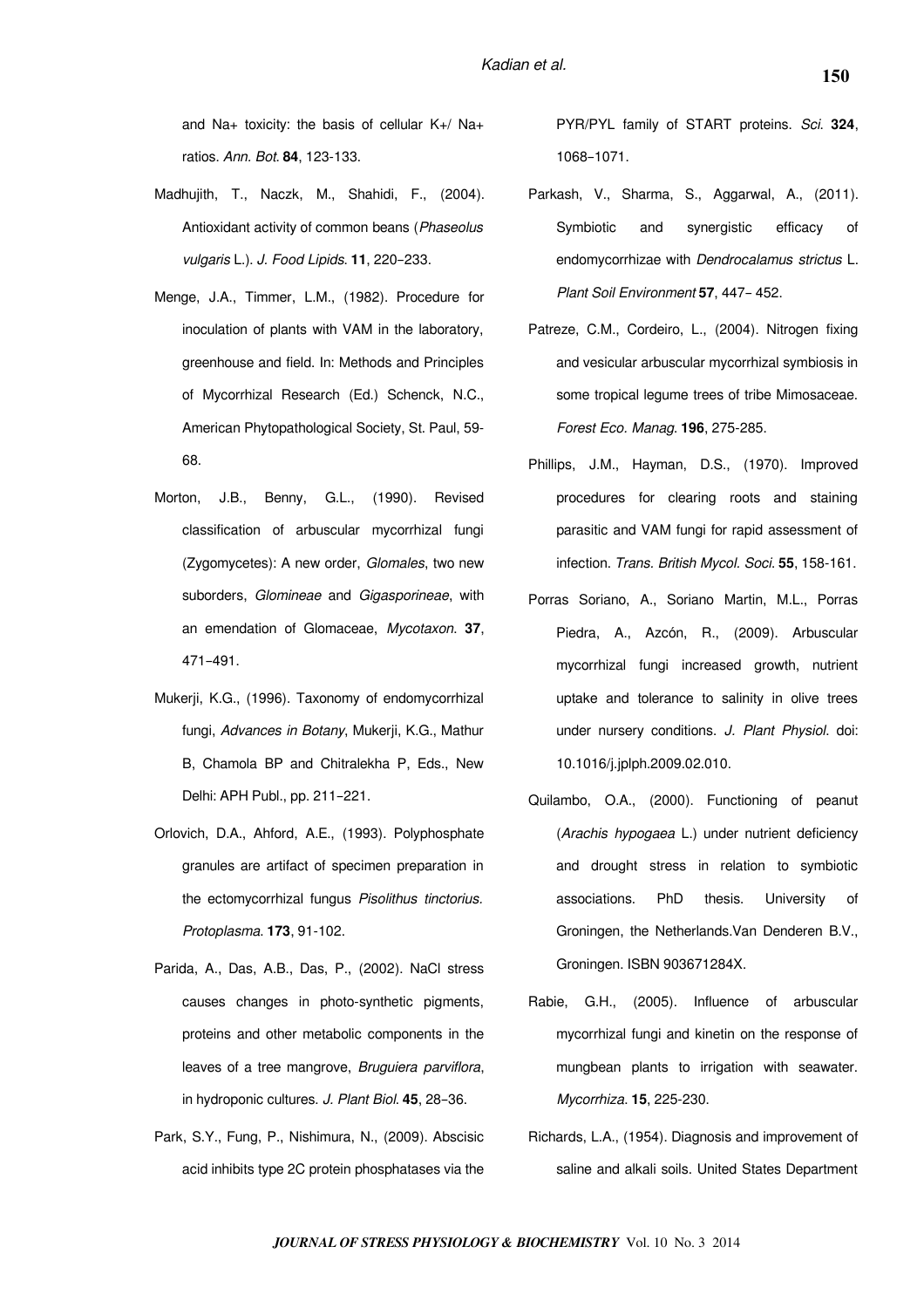and Na+ toxicity: the basis of cellular K+/ Na+ ratios. *Ann. Bot.* **84**, 123-133.

Madhujith, T., Naczk, M., Shahidi, F., (2004). Antioxidant activity of common beans (*Phaseolus vulgaris* L.). *J. Food Lipids.* **11,** 220–233.

Menge, J.A., Timmer, L.M., (1982). Procedure for inoculation of plants with VAM in the laboratory, greenhouse and field. In: Methods and Principles of Mycorrhizal Research (Ed.) Schenck, N.C., American Phytopathological Society, St. Paul, 59-68.

Morton, J.B., Benny, G.L., (1990). Revised classification of arbuscular mycorrhizal fungi (Zygomycetes): A new order, *Glomales*, two new suborders, *Glomineae* and *Gigasporineae*, with an emendation of Glomaceae, *Mycotaxon.* **37**, 471–491.

Mukerji, K.G., (1996). Taxonomy of endomycorrhizal fungi, *Advances in Botany*, Mukerji, K.G., Mathur B, Chamola BP and Chitralekha P, Eds., New Delhi: APH Publ., pp. 211–221.

Orlovich, D.A., Ahford, A.E., (1993). Polyphosphate granules are artifact of specimen preparation in the ectomycorrhizal fungus *Pisolithus tinctorius*. *Protoplasma.* **173**, 91-102.

Parida, A., Das, A.B., Das, P., (2002). NaCl stress causes changes in photo-synthetic pigments, proteins and other metabolic components in the leaves of a tree mangrove, *Bruguiera parviflora*, in hydroponic cultures. *J. Plant Biol.* **45**, 28–36.

Park, S.Y., Fung, P., Nishimura, N., (2009). Abscisic acid inhibits type 2C protein phosphatases via the PYR/PYL family of START proteins. *Sci.* **324**, 1068–1071.

Parkash, V., Sharma, S., Aggarwal, A., (2011). Symbiotic and synergistic efficacy of endomycorrhizae with *Dendrocalamus strictus* L. *Plant Soil Environment* **57**, 447– 452.

Patreze, C.M., Cordeiro, L., (2004). Nitrogen fixing and vesicular arbuscular mycorrhizal symbiosis in some tropical legume trees of tribe Mimosaceae. *Forest Eco. Manag.* **196**, 275-285.

Phillips, J.M., Hayman, D.S., (1970). Improved procedures for clearing roots and staining parasitic and VAM fungi for rapid assessment of infection. *Trans. British Mycol. Soci.* **55**, 158-161.

Porras Soriano, A., Soriano Martin, M.L., Porras Piedra, A., Azcón, R., (2009). Arbuscular mycorrhizal fungi increased growth, nutrient uptake and tolerance to salinity in olive trees under nursery conditions. *J. Plant Physiol.* doi: 10.1016/j.jplph.2009.02.010.

Quilambo, O.A., (2000). Functioning of peanut (*Arachis hypogaea* L.) under nutrient deficiency and drought stress in relation to symbiotic associations. PhD thesis. University of Groningen, the Netherlands.Van Denderen B.V., Groningen. ISBN 903671284X.

Rabie, G.H., (2005). Influence of arbuscular mycorrhizal fungi and kinetin on the response of mungbean plants to irrigation with seawater. *Mycorrhiza.* **15**, 225-230.

Richards, L.A., (1954). Diagnosis and improvement of saline and alkali soils. United States Department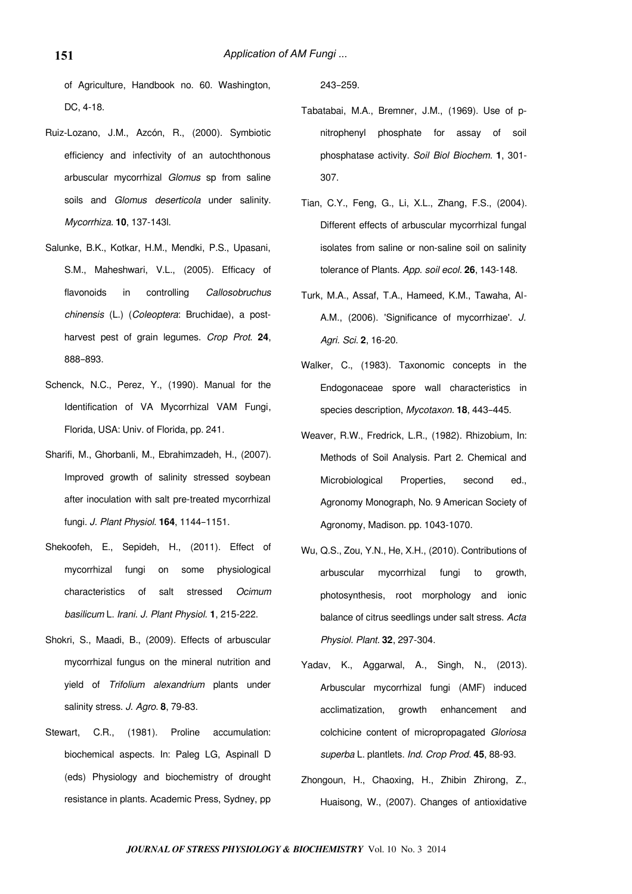of Agriculture, Handbook no. 60. Washington, DC, 4-18.

Ruiz-Lozano, J.M., Azcón, R., (2000). Symbiotic efficiency and infectivity of an autochthonous arbuscular mycorrhizal *Glomus* sp from saline soils and *Glomus deserticola* under salinity. *Mycorrhiza*. **10**, 137-143l.

Salunke, B.K., Kotkar, H.M., Mendki, P.S., Upasani, S.M., Maheshwari, V.L., (2005). Efficacy of flavonoids in controlling *Callosobruchus chinensis* (L.) (*Coleoptera*: Bruchidae), a post-harvest pest of grain legumes. *Crop Prot*. **24**, 888–893.

Schenck, N.C., Perez, Y., (1990). Manual for the Identification of VA Mycorrhizal VAM Fungi, Florida, USA: Univ. of Florida, pp. 241.

Sharifi, M., Ghorbanli, M., Ebrahimzadeh, H., (2007). Improved growth of salinity stressed soybean after inoculation with salt pre-treated mycorrhizal fungi. *J. Plant Physiol*. **164**, 1144–1151.

Shekoofeh, E., Sepideh, H., (2011). Effect of mycorrhizal fungi on some physiological characteristics of salt stressed *Ocimum basilicum* L. *Irani. J. Plant Physiol*. **1**, 215-222.

Shokri, S., Maadi, B., (2009). Effects of arbuscular mycorrhizal fungus on the mineral nutrition and yield of *Trifolium alexandrium* plants under salinity stress. *J. Agro*. **8**, 79-83.

Stewart, C.R., (1981). Proline accumulation: biochemical aspects. In: Paleg LG, Aspinall D (eds) Physiology and biochemistry of drought resistance in plants. Academic Press, Sydney, pp 243–259.

Tabatabai, M.A., Bremner, J.M., (1969). Use of p-nitrophenyl phosphate for assay of soil phosphatase activity. *Soil Biol Biochem*. **1**, 301-307.

Tian, C.Y., Feng, G., Li, X.L., Zhang, F.S., (2004). Different effects of arbuscular mycorrhizal fungal isolates from saline or non-saline soil on salinity tolerance of Plants. *App. soil ecol*. **26**, 143-148.

Turk, M.A., Assaf, T.A., Hameed, K.M., Tawaha, Al-A.M., (2006). 'Significance of mycorrhizae'. *J. Agri. Sci*. **2**, 16-20.

Walker, C., (1983). Taxonomic concepts in the Endogonaceae spore wall characteristics in species description, *Mycotaxon*. **18**, 443–445.

Weaver, R.W., Fredrick, L.R., (1982). Rhizobium, In: Methods of Soil Analysis. Part 2. Chemical and Microbiological Properties, second ed., Agronomy Monograph, No. 9 American Society of Agronomy, Madison. pp. 1043-1070.

Wu, Q.S., Zou, Y.N., He, X.H., (2010). Contributions of arbuscular mycorrhizal fungi to growth, photosynthesis, root morphology and ionic balance of citrus seedlings under salt stress. *Acta Physiol. Plant*. **32**, 297-304.

Yadav, K., Aggarwal, A., Singh, N., (2013). Arbuscular mycorrhizal fungi (AMF) induced acclimatization, growth enhancement and colchicine content of micropropagated *Gloriosa superba* L. plantlets. *Ind. Crop Prod*. **45**, 88-93.

Zhongoun, H., Chaoxing, H., Zhibin Zhirong, Z., Huaisong, W., (2007). Changes of antioxidative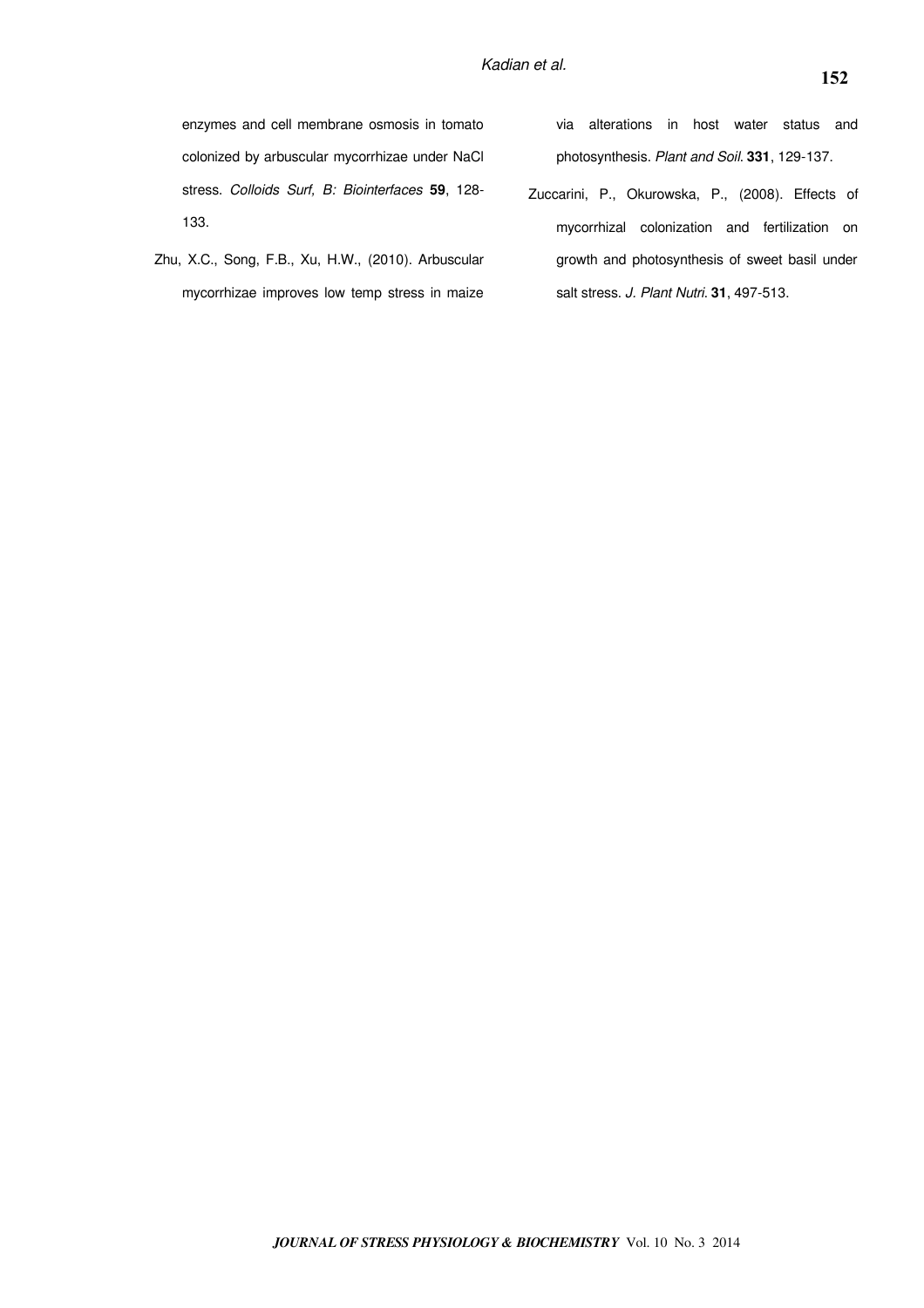enzymes and cell membrane osmosis in tomato colonized by arbuscular mycorrhizae under NaCl stress. *Colloids Surf, B: Biointerfaces* **59**, 128-133.

Zhu, X.C., Song, F.B., Xu, H.W., (2010). Arbuscular mycorrhizae improves low temp stress in maize via alterations in host water status and photosynthesis. *Plant and Soil.* **331**, 129-137.

Zuccarini, P., Okurowska, P., (2008). Effects of mycorrhizal colonization and fertilization on growth and photosynthesis of sweet basil under salt stress. *J. Plant Nutri.* **31**, 497-513.